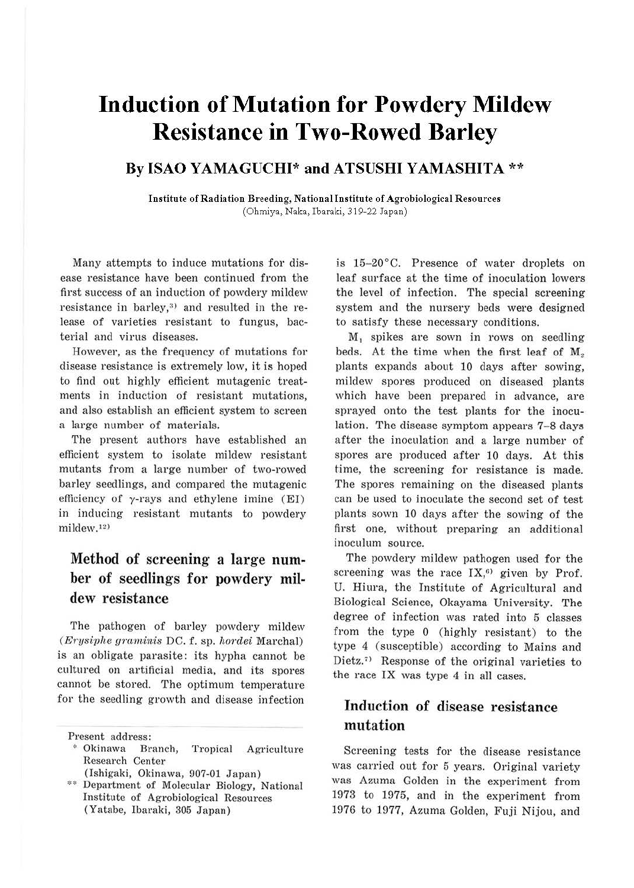# Induction of Mutation for Powdery Mildew Resistance in Two-Rowed Barley

## By ISAO YAMAGUCHI* and ATSUSHI YAMASHITA **

**Institute of Radiation Breeding, National Institute of Agrobiological Resources**
(Ohmiya, Naka, Ibaraki, 319-22 Japan)

Many attempts to induce mutations for disease resistance have been continued from the first success of an induction of powdery mildew resistance in barley,[3] and resulted in the release of varieties resistant to fungus, bacterial and virus diseases.

However, as the frequency of mutations for disease resistance is extremely low, it is hoped to find out highly efficient mutagenic treatments in induction of resistant mutations, and also establish an efficient system to screen a large number of materials.

The present authors have established an efficient system to isolate mildew resistant mutants from a large number of two-rowed barley seedlings, and compared the mutagenic efficiency of $\gamma$-rays and ethylene imine (EI) in inducing resistant mutants to powdery mildew.[12]

## Method of screening a large number of seedlings for powdery mildew resistance

The pathogen of barley powdery mildew (*Erysiphe graminis* DC. f. sp. *hordei* Marchal) is an obligate parasite: its hypha cannot be cultured on artificial media, and its spores cannot be stored. The optimum temperature for the seedling growth and disease infection is 15–20°C. Presence of water droplets on leaf surface at the time of inoculation lowers the level of infection. The special screening system and the nursery beds were designed to satisfy these necessary conditions.

$M_1$ spikes are sown in rows on seedling beds. At the time when the first leaf of $M_2$ plants expands about 10 days after sowing, mildew spores produced on diseased plants which have been prepared in advance, are sprayed onto the test plants for the inoculation. The disease symptom appears 7–8 days after the inoculation and a large number of spores are produced after 10 days. At this time, the screening for resistance is made. The spores remaining on the diseased plants can be used to inoculate the second set of test plants sown 10 days after the sowing of the first one, without preparing an additional inoculum source.

The powdery mildew pathogen used for the screening was the race IX,[6] given by Prof. U. Hiura, the Institute of Agricultural and Biological Science, Okayama University. The degree of infection was rated into 5 classes from the type 0 (highly resistant) to the type 4 (susceptible) according to Mains and Dietz.[7] Response of the original varieties to the race IX was type 4 in all cases.

## Induction of disease resistance mutation

Screening tests for the disease resistance was carried out for 5 years. Original variety was Azuma Golden in the experiment from 1973 to 1975, and in the experiment from 1976 to 1977, Azuma Golden, Fuji Nijou, and

---

Present address:
\* Okinawa Branch, Tropical Agriculture Research Center (Ishigaki, Okinawa, 907-01 Japan)
\*\* Department of Molecular Biology, National Institute of Agrobiological Resources (Yatabe, Ibaraki, 305 Japan)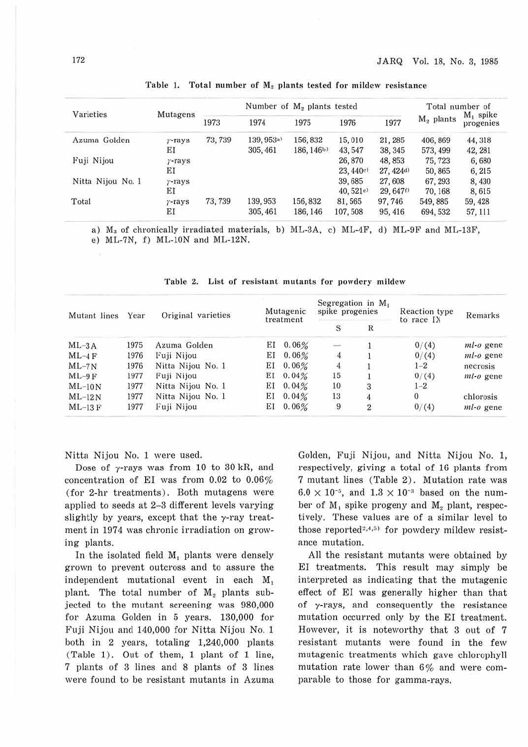Table 1. Total number of $M_2$ plants tested for mildew resistance

| Varieties | Mutagens | Number of $M_2$ plants tested | | | | | Total number of | |
|---|---|---|---|---|---|---|---|---|
| | | 1973 | 1974 | 1975 | 1976 | 1977 | $M_2$ plants | $M_1$ spike progenies |
| Azuma Golden | γ-rays | 73,739 | 139,953[a] | 156,832 | 15,010 | 21,285 | 406,869 | 44,318 |
| | EI | | 305,461 | 186,146[b] | 43,547 | 38,345 | 573,499 | 42,281 |
| Fuji Nijou | γ-rays | | | | 26,870 | 48,853 | 75,723 | 6,680 |
| | EI | | | | 23,440[c] | 27,424[d] | 50,865 | 6,215 |
| Nitta Nijou No. 1 | γ-rays | | | | 39,685 | 27,608 | 67,293 | 8,430 |
| | EI | | | | 40,521[e] | 29,647[f] | 70,168 | 8,615 |
| Total | γ-rays | 73,739 | 139,953 | 156,832 | 81,565 | 97,746 | 549,885 | 59,428 |
| | EI | | 305,461 | 186,146 | 107,508 | 95,416 | 694,532 | 57,111 |

a) $M_3$ of chronically irradiated materials, b) ML-3A, c) ML-4F, d) ML-9F and ML-13F, e) ML-7N, f) ML-10N and ML-12N.

Table 2. List of resistant mutants for powdery mildew

| Mutant lines | Year | Original varieties | Mutagenic treatment | Segregation in $M_1$ spike progenies | | Reaction type to race IX | Remarks |
|---|---|---|---|---|---|---|---|
| | | | | S | R | | |
| ML-3A | 1975 | Azuma Golden | EI 0.06% | — | 1 | 0/(4) | *ml-o* gene |
| ML-4F | 1976 | Fuji Nijou | EI 0.06% | 4 | 1 | 0/(4) | *ml-o* gene |
| ML-7N | 1976 | Nitta Nijou No. 1 | EI 0.06% | 4 | 1 | 1–2 | necrosis |
| ML-9F | 1977 | Fuji Nijou | EI 0.04% | 15 | 1 | 0/(4) | *ml-o* gene |
| ML-10N | 1977 | Nitta Nijou No. 1 | EI 0.04% | 10 | 3 | 1–2 | |
| ML-12N | 1977 | Nitta Nijou No. 1 | EI 0.04% | 13 | 4 | 0 | chlorosis |
| ML-13F | 1977 | Fuji Nijou | EI 0.06% | 9 | 2 | 0/(4) | *ml-o* gene |

Nitta Nijou No. 1 were used.

Dose of γ-rays was from 10 to 30 kR, and concentration of EI was from 0.02 to 0.06% (for 2-hr treatments). Both mutagens were applied to seeds at 2–3 different levels varying slightly by years, except that the γ-ray treatment in 1974 was chronic irradiation on growing plants.

In the isolated field $M_1$ plants were densely grown to prevent outcross and to assure the independent mutational event in each $M_1$ plant. The total number of $M_2$ plants subjected to the mutant screening was 980,000 for Azuma Golden in 5 years. 130,000 for Fuji Nijou and 140,000 for Nitta Nijou No. 1 both in 2 years, totaling 1,240,000 plants (Table 1). Out of them, 1 plant of 1 line, 7 plants of 3 lines and 8 plants of 3 lines were found to be resistant mutants in Azuma Golden, Fuji Nijou, and Nitta Nijou No. 1, respectively, giving a total of 16 plants from 7 mutant lines (Table 2). Mutation rate was $6.0 \times 10^{-5}$, and $1.3 \times 10^{-3}$ based on the number of $M_1$ spike progeny and $M_2$ plant, respectively. These values are of a similar level to those reported[2,4,5] for powdery mildew resistance mutation.

All the resistant mutants were obtained by EI treatments. This result may simply be interpreted as indicating that the mutagenic effect of EI was generally higher than that of γ-rays, and consequently the resistance mutation occurred only by the EI treatment. However, it is noteworthy that 3 out of 7 resistant mutants were found in the few mutagenic treatments which gave chlorophyll mutation rate lower than 6% and were comparable to those for gamma-rays.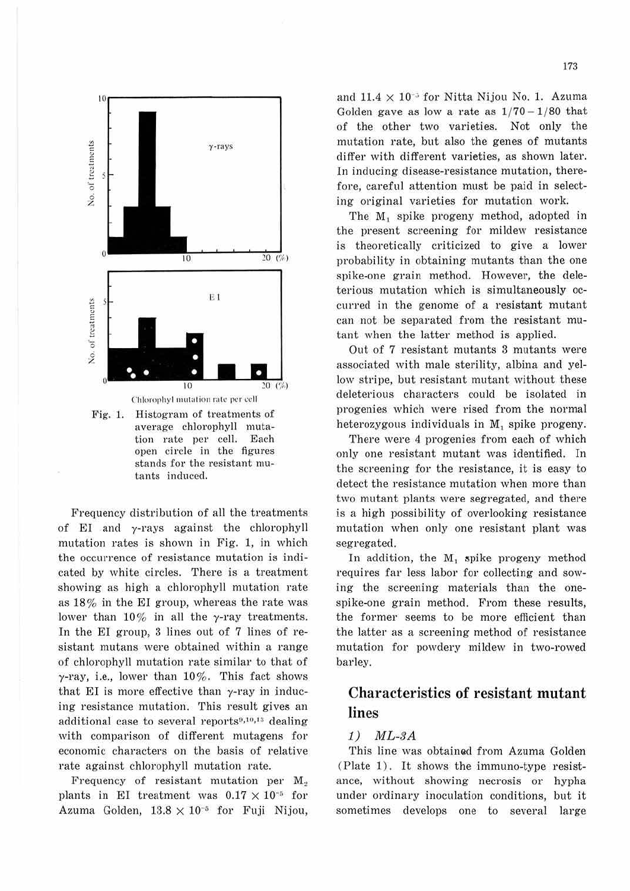Fig. 1. Histogram of treatments of average chlorophyll mutation rate per cell. Each open circle in the figures stands for the resistant mutants induced.

Frequency distribution of all the treatments of EI and γ-rays against the chlorophyll mutation rates is shown in Fig. 1, in which the occurrence of resistance mutation is indicated by white circles. There is a treatment showing as high a chlorophyll mutation rate as 18% in the EI group, whereas the rate was lower than 10% in all the γ-ray treatments. In the EI group, 3 lines out of 7 lines of resistant mutans were obtained within a range of chlorophyll mutation rate similar to that of γ-ray, i.e., lower than 10%. This fact shows that EI is more effective than γ-ray in inducing resistance mutation. This result gives an additional case to several reports[9,10,13] dealing with comparison of different mutagens for economic characters on the basis of relative rate against chlorophyll mutation rate.

Frequency of resistant mutation per $M_2$ plants in EI treatment was $0.17 \times 10^{-5}$ for Azuma Golden, $13.8 \times 10^{-5}$ for Fuji Nijou, and $11.4 \times 10^{-5}$ for Nitta Nijou No. 1. Azuma Golden gave as low a rate as $1/70-1/80$ that of the other two varieties. Not only the mutation rate, but also the genes of mutants differ with different varieties, as shown later. In inducing disease-resistance mutation, therefore, careful attention must be paid in selecting original varieties for mutation work.

The $M_1$ spike progeny method, adopted in the present screening for mildew resistance is theoretically criticized to give a lower probability in obtaining mutants than the one spike-one grain method. However, the deleterious mutation which is simultaneously occurred in the genome of a resistant mutant can not be separated from the resistant mutant when the latter method is applied.

Out of 7 resistant mutants 3 mutants were associated with male sterility, albina and yellow stripe, but resistant mutant without these deleterious characters could be isolated in progenies which were rised from the normal heterozygous individuals in $M_1$ spike progeny.

There were 4 progenies from each of which only one resistant mutant was identified. In the screening for the resistance, it is easy to detect the resistance mutation when more than two mutant plants were segregated, and there is a high possibility of overlooking resistance mutation when only one resistant plant was segregated.

In addition, the $M_1$ spike progeny method requires far less labor for collecting and sowing the screening materials than the one-spike-one grain method. From these results, the former seems to be more efficient than the latter as a screening method of resistance mutation for powdery mildew in two-rowed barley.

## Characteristics of resistant mutant lines

### 1) *ML-3A*

This line was obtained from Azuma Golden (Plate 1). It shows the immuno-type resistance, without showing necrosis or hypha under ordinary inoculation conditions, but it sometimes develops one to several large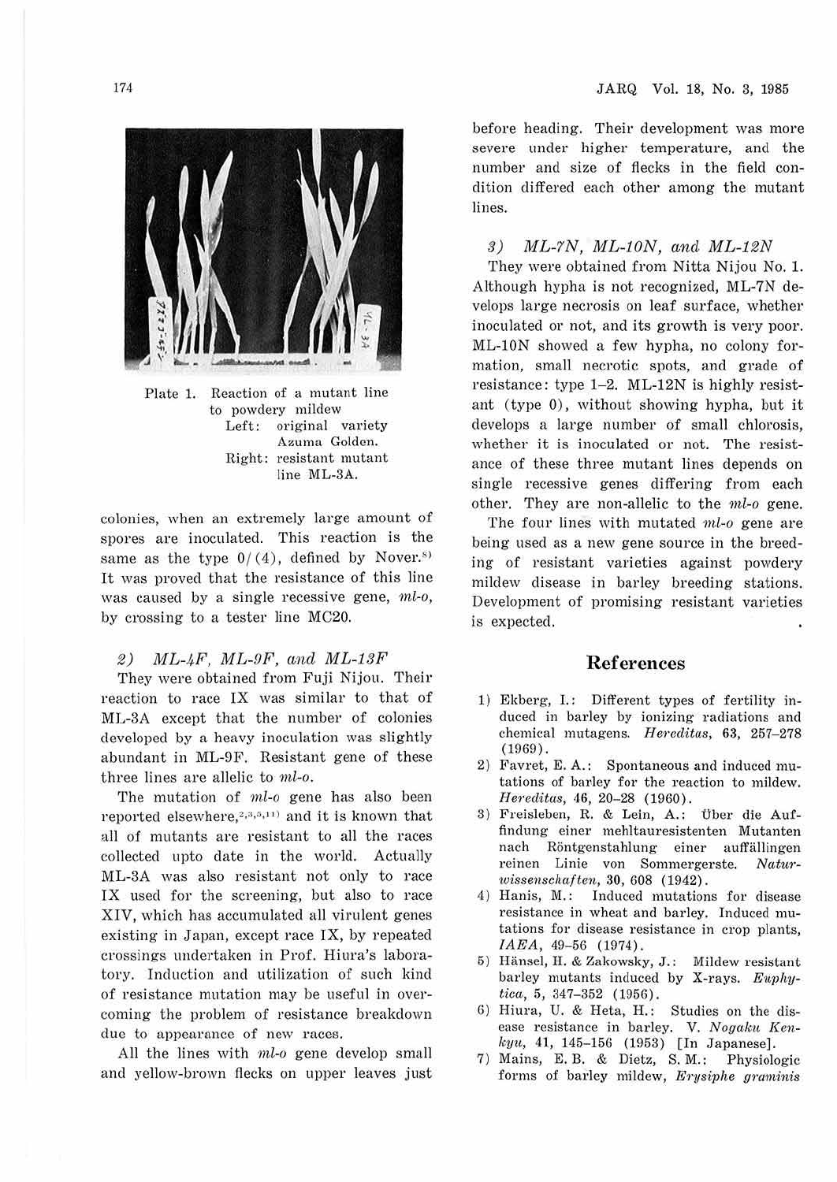Plate 1. Reaction of a mutant line to powdery mildew
Left: original variety Azuma Golden.
Right: resistant mutant line ML-3A.

colonies, when an extremely large amount of spores are inoculated. This reaction is the same as the type 0/(4), defined by Nover.[8] It was proved that the resistance of this line was caused by a single recessive gene, *ml-o*, by crossing to a tester line MC20.

### 2) *ML-4F, ML-9F, and ML-13F*

They were obtained from Fuji Nijou. Their reaction to race IX was similar to that of ML-3A except that the number of colonies developed by a heavy inoculation was slightly abundant in ML-9F. Resistant gene of these three lines are allelic to *ml-o*.

The mutation of *ml-o* gene has also been reported elsewhere,[2,3,5,11] and it is known that all of mutants are resistant to all the races collected upto date in the world. Actually ML-3A was also resistant not only to race IX used for the screening, but also to race XIV, which has accumulated all virulent genes existing in Japan, except race IX, by repeated crossings undertaken in Prof. Hiura's laboratory. Induction and utilization of such kind of resistance mutation may be useful in overcoming the problem of resistance breakdown due to appearance of new races.

All the lines with *ml-o* gene develop small and yellow-brown flecks on upper leaves just before heading. Their development was more severe under higher temperature, and the number and size of flecks in the field condition differed each other among the mutant lines.

### 3) *ML-7N, ML-10N, and ML-12N*

They were obtained from Nitta Nijou No. 1. Although hypha is not recognized, ML-7N develops large necrosis on leaf surface, whether inoculated or not, and its growth is very poor. ML-10N showed a few hypha, no colony formation, small necrotic spots, and grade of resistance: type 1–2. ML-12N is highly resistant (type 0), without showing hypha, but it develops a large number of small chlorosis, whether it is inoculated or not. The resistance of these three mutant lines depends on single recessive genes differing from each other. They are non-allelic to the *ml-o* gene.

The four lines with mutated *ml-o* gene are being used as a new gene source in the breeding of resistant varieties against powdery mildew disease in barley breeding stations. Development of promising resistant varieties is expected.

## References

1) Ekberg, I.: Different types of fertility induced in barley by ionizing radiations and chemical mutagens. *Hereditas*, **63**, 257–278 (1969).
2) Favret, E. A.: Spontaneous and induced mutations of barley for the reaction to mildew. *Hereditas*, **46**, 20–28 (1960).
3) Freisleben, R. & Lein, A.: Über die Auffindung einer mehltauresistenten Mutanten nach Röntgenstahlung einer auffälligen reinen Linie von Sommergerste. *Naturwissenschaften*, **30**, 608 (1942).
4) Hanis, M.: Induced mutations for disease resistance in wheat and barley. Induced mutations for disease resistance in crop plants, *IAEA*, 49–56 (1974).
5) Hänsel, H. & Zakowsky, J.: Mildew resistant barley mutants induced by X-rays. *Euphytica*, **5**, 347–352 (1956).
6) Hiura, U. & Heta, H.: Studies on the disease resistance in barley. V. *Nogaku Kenkyu*, **41**, 145–156 (1953) [In Japanese].
7) Mains, E. B. & Dietz, S. M.: Physiologic forms of barley mildew, *Erysiphe graminis*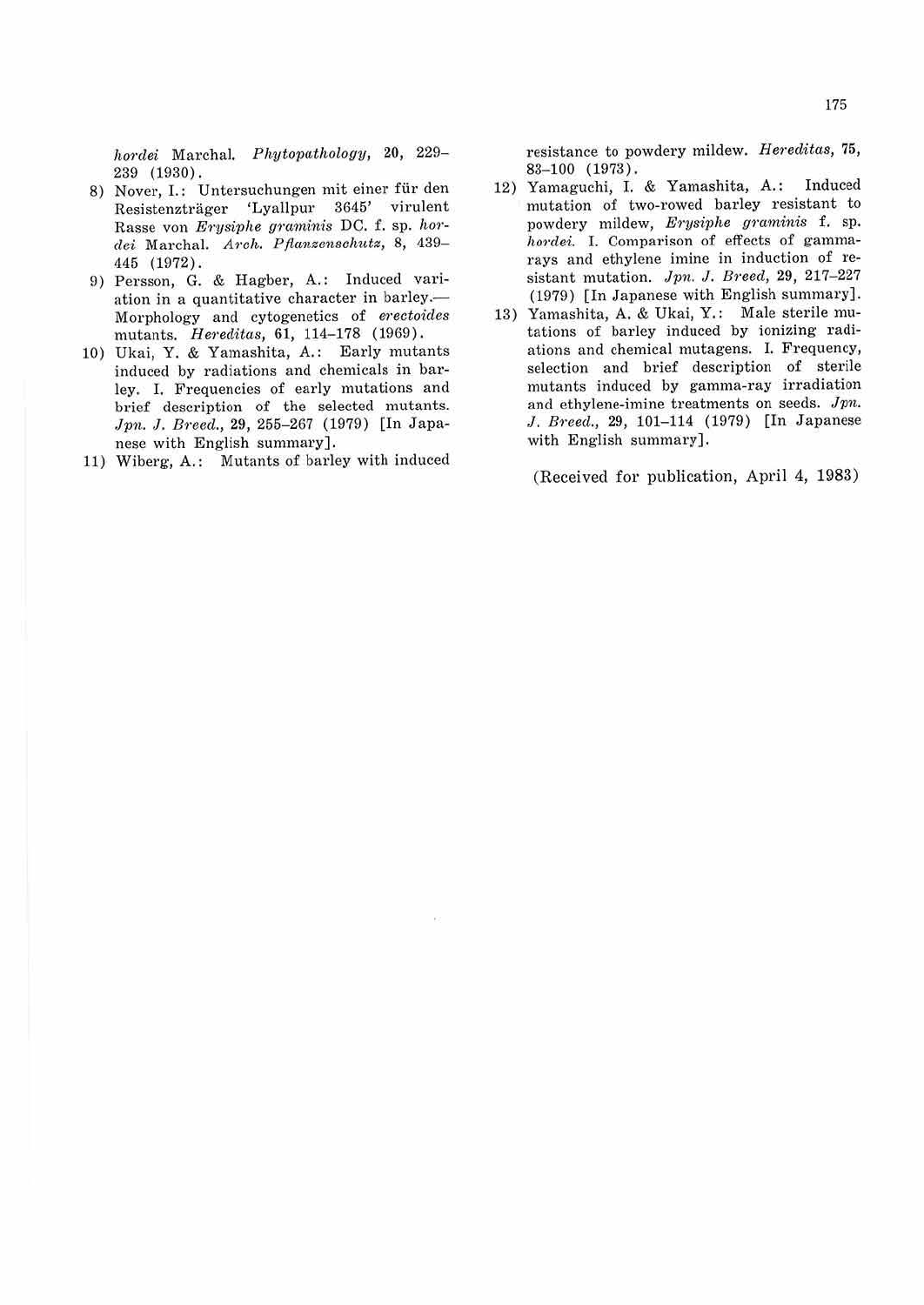*hordei* Marchal. *Phytopathology*, **20**, 229–239 (1930).

8) Nover, I.: Untersuchungen mit einer für den Resistenzträger 'Lyallpur 3645' virulent Rasse von *Erysiphe graminis* DC. f. sp. *hordei* Marchal. *Arch. Pflanzenschutz*, 8, 439–445 (1972).

9) Persson, G. & Hagber, A.: Induced variation in a quantitative character in barley.—Morphology and cytogenetics of *erectoides* mutants. *Hereditas*, **61**, 114–178 (1969).

10) Ukai, Y. & Yamashita, A.: Early mutants induced by radiations and chemicals in barley. I. Frequencies of early mutations and brief description of the selected mutants. *Jpn. J. Breed.*, **29**, 255–267 (1979) [In Japanese with English summary].

11) Wiberg, A.: Mutants of barley with induced resistance to powdery mildew. *Hereditas*, **75**, 83–100 (1973).

12) Yamaguchi, I. & Yamashita, A.: Induced mutation of two-rowed barley resistant to powdery mildew, *Erysiphe graminis* f. sp. *hordei*. I. Comparison of effects of gamma-rays and ethylene imine in induction of resistant mutation. *Jpn. J. Breed*, **29**, 217–227 (1979) [In Japanese with English summary].

13) Yamashita, A. & Ukai, Y.: Male sterile mutations of barley induced by ionizing radiations and chemical mutagens. I. Frequency, selection and brief description of sterile mutants induced by gamma-ray irradiation and ethylene-imine treatments on seeds. *Jpn. J. Breed.*, **29**, 101–114 (1979) [In Japanese with English summary].

(Received for publication, April 4, 1983)